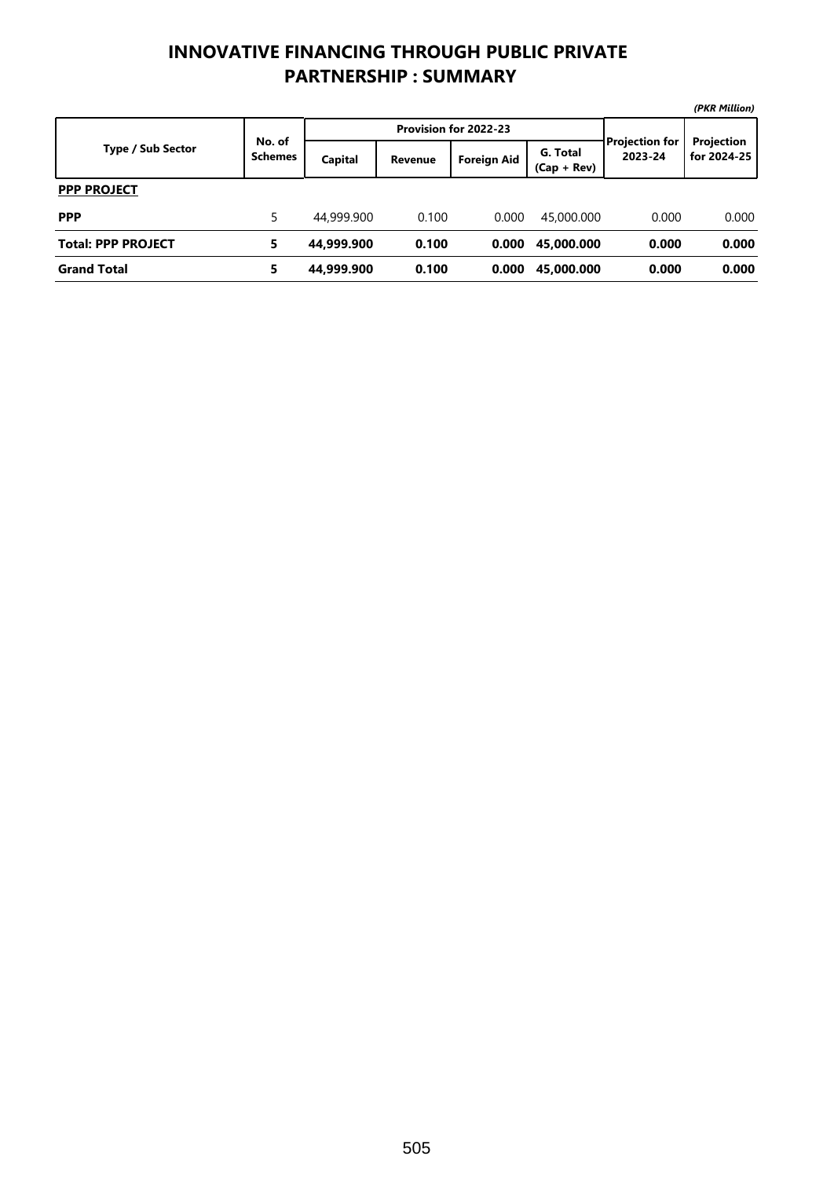# INNOVATIVE FINANCING THROUGH PUBLIC PRIVATE PARTNERSHIP : SUMMARY

*(PKR Million)*

| Type / Sub Sector | No. of Schemes | Provision for 2022-23 | | | | Projection for 2023-24 | Projection for 2024-25 |
|---|---|---|---|---|---|---|---|
| | | Capital | Revenue | Foreign Aid | G. Total (Cap + Rev) | | |
| **PPP PROJECT** | | | | | | | |
| **PPP** | 5 | 44,999.900 | 0.100 | 0.000 | 45,000.000 | 0.000 | 0.000 |
| **Total: PPP PROJECT** | **5** | **44,999.900** | **0.100** | **0.000** | **45,000.000** | **0.000** | **0.000** |
| **Grand Total** | **5** | **44,999.900** | **0.100** | **0.000** | **45,000.000** | **0.000** | **0.000** |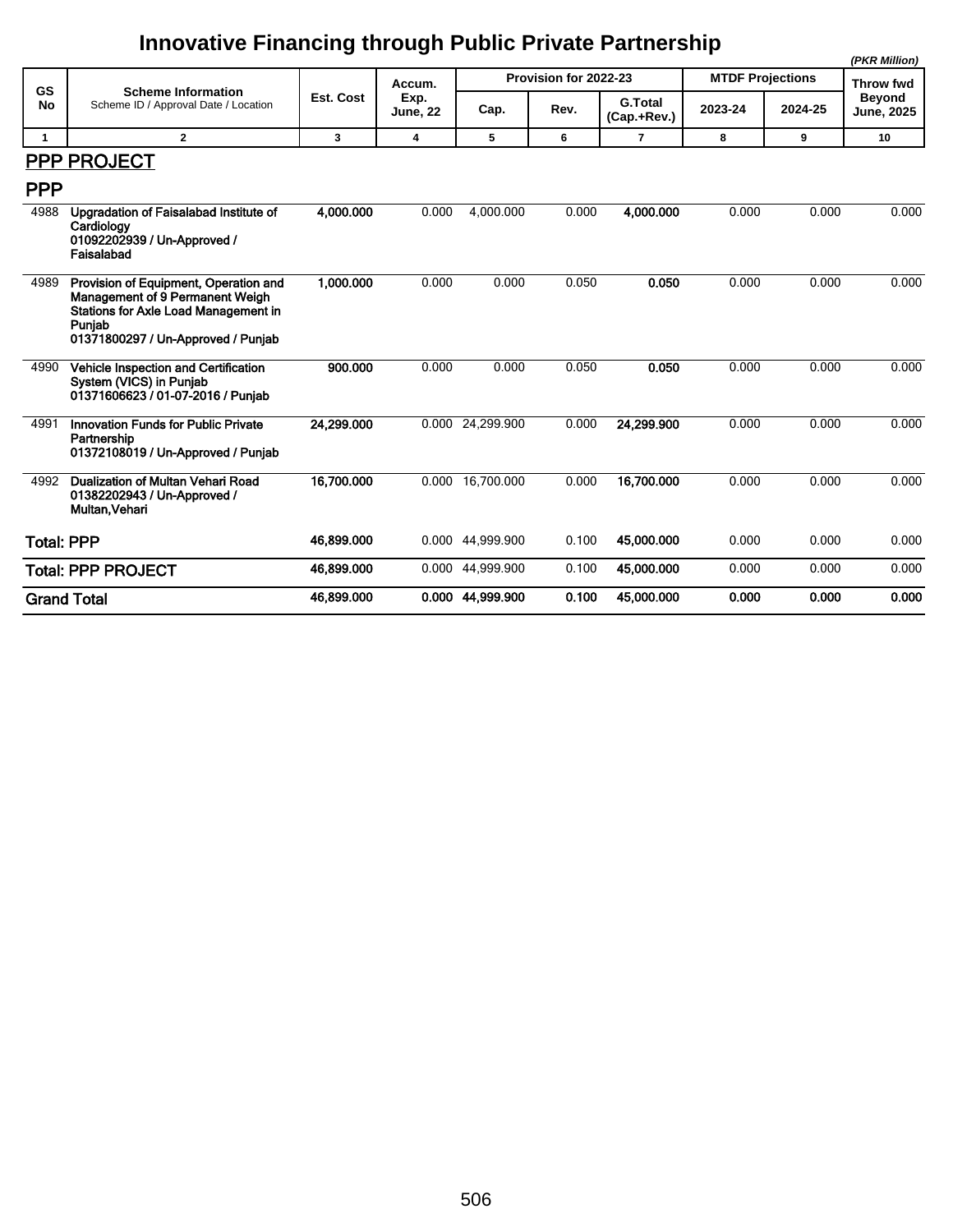# Innovative Financing through Public Private Partnership

*(PKR Million)*

| GS No | Scheme Information<br>Scheme ID / Approval Date / Location | Est. Cost | Accum. Exp. June, 22 | Provision for 2022-23 | | | MTDF Projections | | Throw fwd Beyond June, 2025 |
|---|---|---|---|---|---|---|---|---|---|
| | | | | Cap. | Rev. | G.Total (Cap.+Rev.) | 2023-24 | 2024-25 | |
| 1 | 2 | 3 | 4 | 5 | 6 | 7 | 8 | 9 | 10 |
| **PPP PROJECT** | | | | | | | | | |
| **PPP** | | | | | | | | | |
| 4988 | **Upgradation of Faisalabad Institute of Cardiology**<br>**01092202939 / Un-Approved / Faisalabad** | **4,000.000** | 0.000 | 4,000.000 | 0.000 | **4,000.000** | 0.000 | 0.000 | 0.000 |
| 4989 | **Provision of Equipment, Operation and Management of 9 Permanent Weigh Stations for Axle Load Management in Punjab**<br>**01371800297 / Un-Approved / Punjab** | **1,000.000** | 0.000 | 0.000 | 0.050 | **0.050** | 0.000 | 0.000 | 0.000 |
| 4990 | **Vehicle Inspection and Certification System (VICS) in Punjab**<br>**01371606623 / 01-07-2016 / Punjab** | **900.000** | 0.000 | 0.000 | 0.050 | **0.050** | 0.000 | 0.000 | 0.000 |
| 4991 | **Innovation Funds for Public Private Partnership**<br>**01372108019 / Un-Approved / Punjab** | **24,299.000** | 0.000 | 24,299.900 | 0.000 | **24,299.900** | 0.000 | 0.000 | 0.000 |
| 4992 | **Dualization of Multan Vehari Road**<br>**01382202943 / Un-Approved / Multan,Vehari** | **16,700.000** | 0.000 | 16,700.000 | 0.000 | **16,700.000** | 0.000 | 0.000 | 0.000 |
| **Total: PPP** | | **46,899.000** | 0.000 | 44,999.900 | 0.100 | **45,000.000** | 0.000 | 0.000 | 0.000 |
| **Total: PPP PROJECT** | | **46,899.000** | 0.000 | 44,999.900 | 0.100 | **45,000.000** | 0.000 | 0.000 | 0.000 |
| **Grand Total** | | **46,899.000** | **0.000** | **44,999.900** | **0.100** | **45,000.000** | **0.000** | **0.000** | **0.000** |